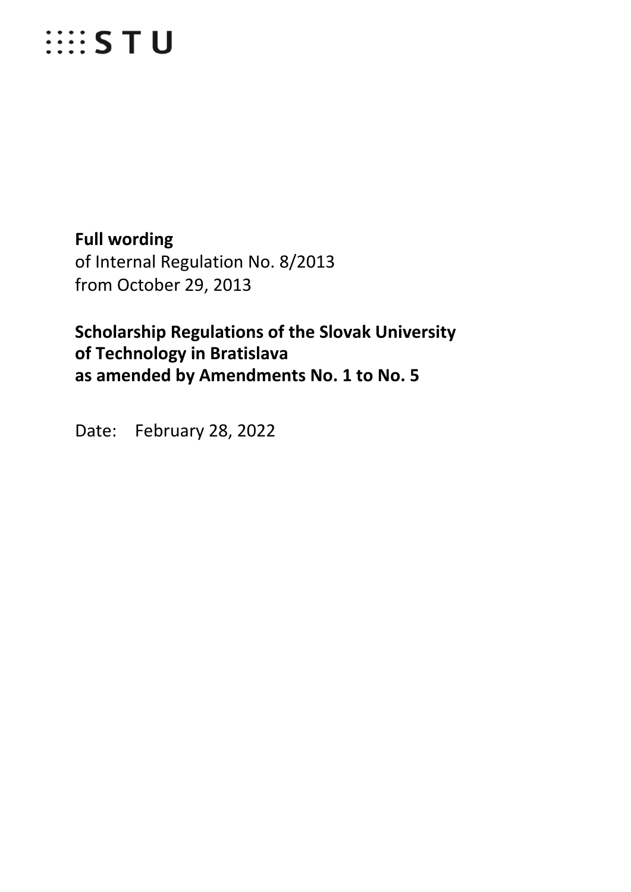STU

**Full wording**
of Internal Regulation No. 8/2013
from October 29, 2013

**Scholarship Regulations of the Slovak University of Technology in Bratislava as amended by Amendments No. 1 to No. 5**

Date: February 28, 2022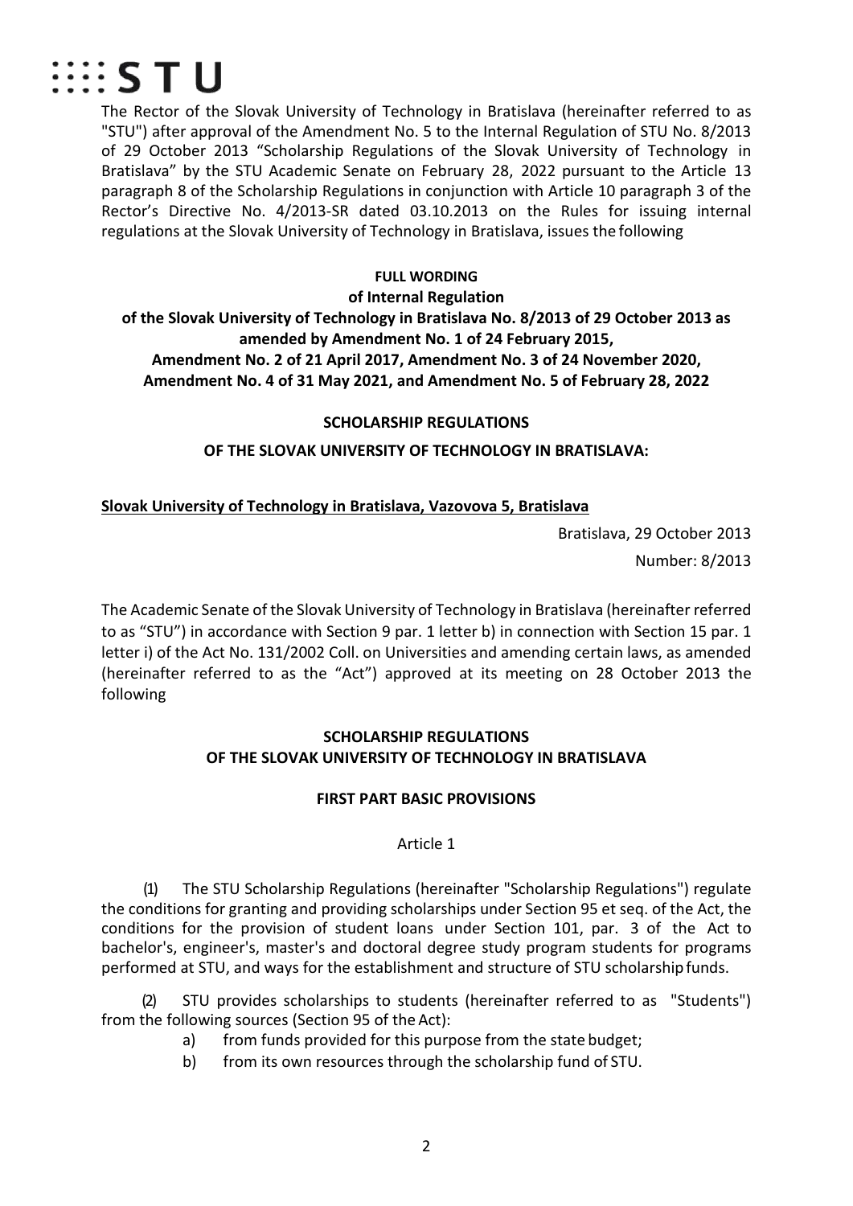The Rector of the Slovak University of Technology in Bratislava (hereinafter referred to as "STU") after approval of the Amendment No. 5 to the Internal Regulation of STU No. 8/2013 of 29 October 2013 "Scholarship Regulations of the Slovak University of Technology in Bratislava" by the STU Academic Senate on February 28, 2022 pursuant to the Article 13 paragraph 8 of the Scholarship Regulations in conjunction with Article 10 paragraph 3 of the Rector's Directive No. 4/2013-SR dated 03.10.2013 on the Rules for issuing internal regulations at the Slovak University of Technology in Bratislava, issues the following

**FULL WORDING**

**of Internal Regulation**

**of the Slovak University of Technology in Bratislava No. 8/2013 of 29 October 2013 as amended by Amendment No. 1 of 24 February 2015, Amendment No. 2 of 21 April 2017, Amendment No. 3 of 24 November 2020, Amendment No. 4 of 31 May 2021, and Amendment No. 5 of February 28, 2022**

**SCHOLARSHIP REGULATIONS**

**OF THE SLOVAK UNIVERSITY OF TECHNOLOGY IN BRATISLAVA:**

**Slovak University of Technology in Bratislava, Vazovova 5, Bratislava**

Bratislava, 29 October 2013

Number: 8/2013

The Academic Senate of the Slovak University of Technology in Bratislava (hereinafter referred to as "STU") in accordance with Section 9 par. 1 letter b) in connection with Section 15 par. 1 letter i) of the Act No. 131/2002 Coll. on Universities and amending certain laws, as amended (hereinafter referred to as the "Act") approved at its meeting on 28 October 2013 the following

## SCHOLARSHIP REGULATIONS OF THE SLOVAK UNIVERSITY OF TECHNOLOGY IN BRATISLAVA

### FIRST PART BASIC PROVISIONS

Article 1

(1) The STU Scholarship Regulations (hereinafter "Scholarship Regulations") regulate the conditions for granting and providing scholarships under Section 95 et seq. of the Act, the conditions for the provision of student loans under Section 101, par. 3 of the Act to bachelor's, engineer's, master's and doctoral degree study program students for programs performed at STU, and ways for the establishment and structure of STU scholarship funds.

(2) STU provides scholarships to students (hereinafter referred to as "Students") from the following sources (Section 95 of the Act):

a) from funds provided for this purpose from the state budget;

b) from its own resources through the scholarship fund of STU.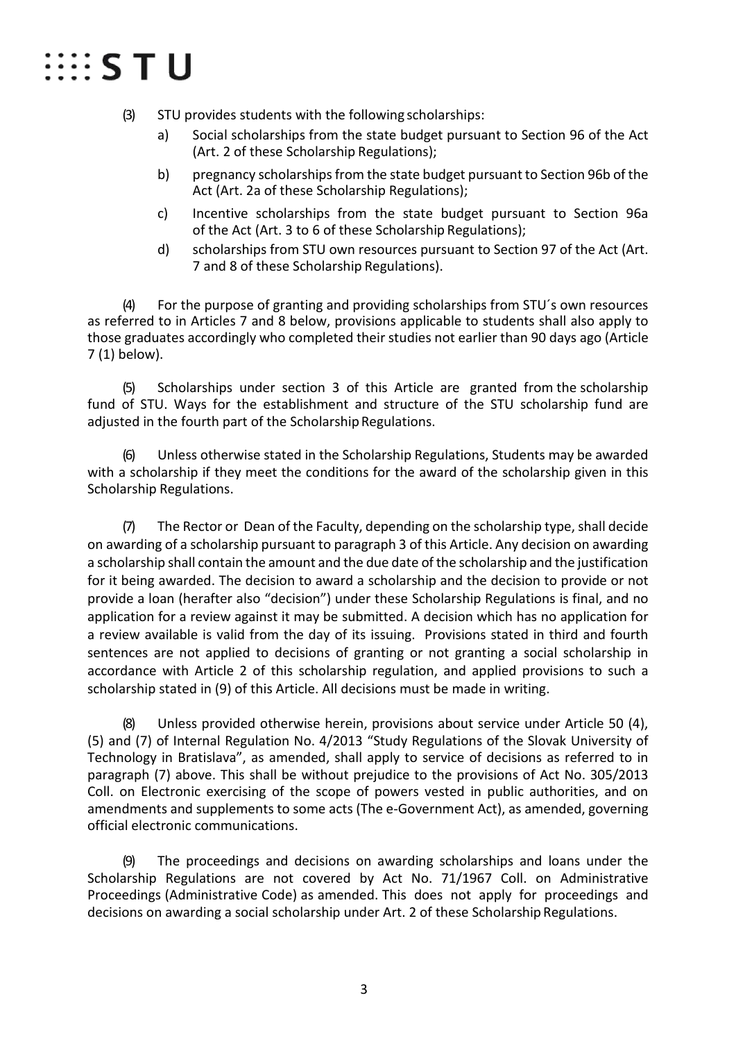(3) STU provides students with the following scholarships:

a) Social scholarships from the state budget pursuant to Section 96 of the Act (Art. 2 of these Scholarship Regulations);

b) pregnancy scholarships from the state budget pursuant to Section 96b of the Act (Art. 2a of these Scholarship Regulations);

c) Incentive scholarships from the state budget pursuant to Section 96a of the Act (Art. 3 to 6 of these Scholarship Regulations);

d) scholarships from STU own resources pursuant to Section 97 of the Act (Art. 7 and 8 of these Scholarship Regulations).

(4) For the purpose of granting and providing scholarships from STU´s own resources as referred to in Articles 7 and 8 below, provisions applicable to students shall also apply to those graduates accordingly who completed their studies not earlier than 90 days ago (Article 7 (1) below).

(5) Scholarships under section 3 of this Article are granted from the scholarship fund of STU. Ways for the establishment and structure of the STU scholarship fund are adjusted in the fourth part of the Scholarship Regulations.

(6) Unless otherwise stated in the Scholarship Regulations, Students may be awarded with a scholarship if they meet the conditions for the award of the scholarship given in this Scholarship Regulations.

(7) The Rector or Dean of the Faculty, depending on the scholarship type, shall decide on awarding of a scholarship pursuant to paragraph 3 of this Article. Any decision on awarding a scholarship shall contain the amount and the due date of the scholarship and the justification for it being awarded. The decision to award a scholarship and the decision to provide or not provide a loan (herafter also "decision") under these Scholarship Regulations is final, and no application for a review against it may be submitted. A decision which has no application for a review available is valid from the day of its issuing. Provisions stated in third and fourth sentences are not applied to decisions of granting or not granting a social scholarship in accordance with Article 2 of this scholarship regulation, and applied provisions to such a scholarship stated in (9) of this Article. All decisions must be made in writing.

(8) Unless provided otherwise herein, provisions about service under Article 50 (4), (5) and (7) of Internal Regulation No. 4/2013 "Study Regulations of the Slovak University of Technology in Bratislava", as amended, shall apply to service of decisions as referred to in paragraph (7) above. This shall be without prejudice to the provisions of Act No. 305/2013 Coll. on Electronic exercising of the scope of powers vested in public authorities, and on amendments and supplements to some acts (The e-Government Act), as amended, governing official electronic communications.

(9) The proceedings and decisions on awarding scholarships and loans under the Scholarship Regulations are not covered by Act No. 71/1967 Coll. on Administrative Proceedings (Administrative Code) as amended. This does not apply for proceedings and decisions on awarding a social scholarship under Art. 2 of these Scholarship Regulations.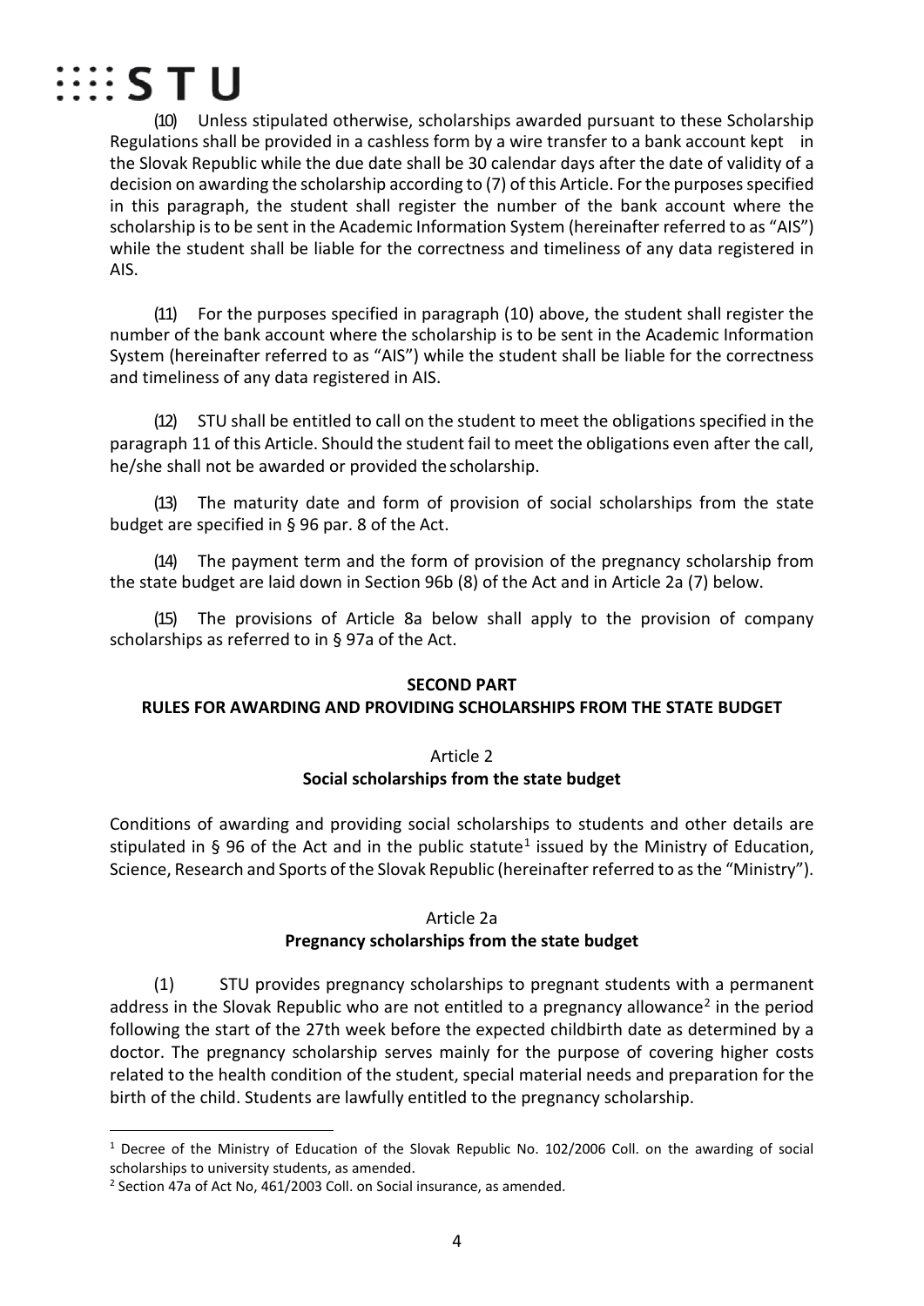(10) Unless stipulated otherwise, scholarships awarded pursuant to these Scholarship Regulations shall be provided in a cashless form by a wire transfer to a bank account kept in the Slovak Republic while the due date shall be 30 calendar days after the date of validity of a decision on awarding the scholarship according to (7) of this Article. For the purposes specified in this paragraph, the student shall register the number of the bank account where the scholarship is to be sent in the Academic Information System (hereinafter referred to as "AIS") while the student shall be liable for the correctness and timeliness of any data registered in AIS.

(11) For the purposes specified in paragraph (10) above, the student shall register the number of the bank account where the scholarship is to be sent in the Academic Information System (hereinafter referred to as "AIS") while the student shall be liable for the correctness and timeliness of any data registered in AIS.

(12) STU shall be entitled to call on the student to meet the obligations specified in the paragraph 11 of this Article. Should the student fail to meet the obligations even after the call, he/she shall not be awarded or provided the scholarship.

(13) The maturity date and form of provision of social scholarships from the state budget are specified in § 96 par. 8 of the Act.

(14) The payment term and the form of provision of the pregnancy scholarship from the state budget are laid down in Section 96b (8) of the Act and in Article 2a (7) below.

(15) The provisions of Article 8a below shall apply to the provision of company scholarships as referred to in § 97a of the Act.

## SECOND PART
## RULES FOR AWARDING AND PROVIDING SCHOLARSHIPS FROM THE STATE BUDGET

### Article 2
### Social scholarships from the state budget

Conditions of awarding and providing social scholarships to students and other details are stipulated in § 96 of the Act and in the public statute[1] issued by the Ministry of Education, Science, Research and Sports of the Slovak Republic (hereinafter referred to as the "Ministry").

### Article 2a
### Pregnancy scholarships from the state budget

(1) STU provides pregnancy scholarships to pregnant students with a permanent address in the Slovak Republic who are not entitled to a pregnancy allowance[2] in the period following the start of the 27th week before the expected childbirth date as determined by a doctor. The pregnancy scholarship serves mainly for the purpose of covering higher costs related to the health condition of the student, special material needs and preparation for the birth of the child. Students are lawfully entitled to the pregnancy scholarship.

---

[1] Decree of the Ministry of Education of the Slovak Republic No. 102/2006 Coll. on the awarding of social scholarships to university students, as amended.

[2] Section 47a of Act No, 461/2003 Coll. on Social insurance, as amended.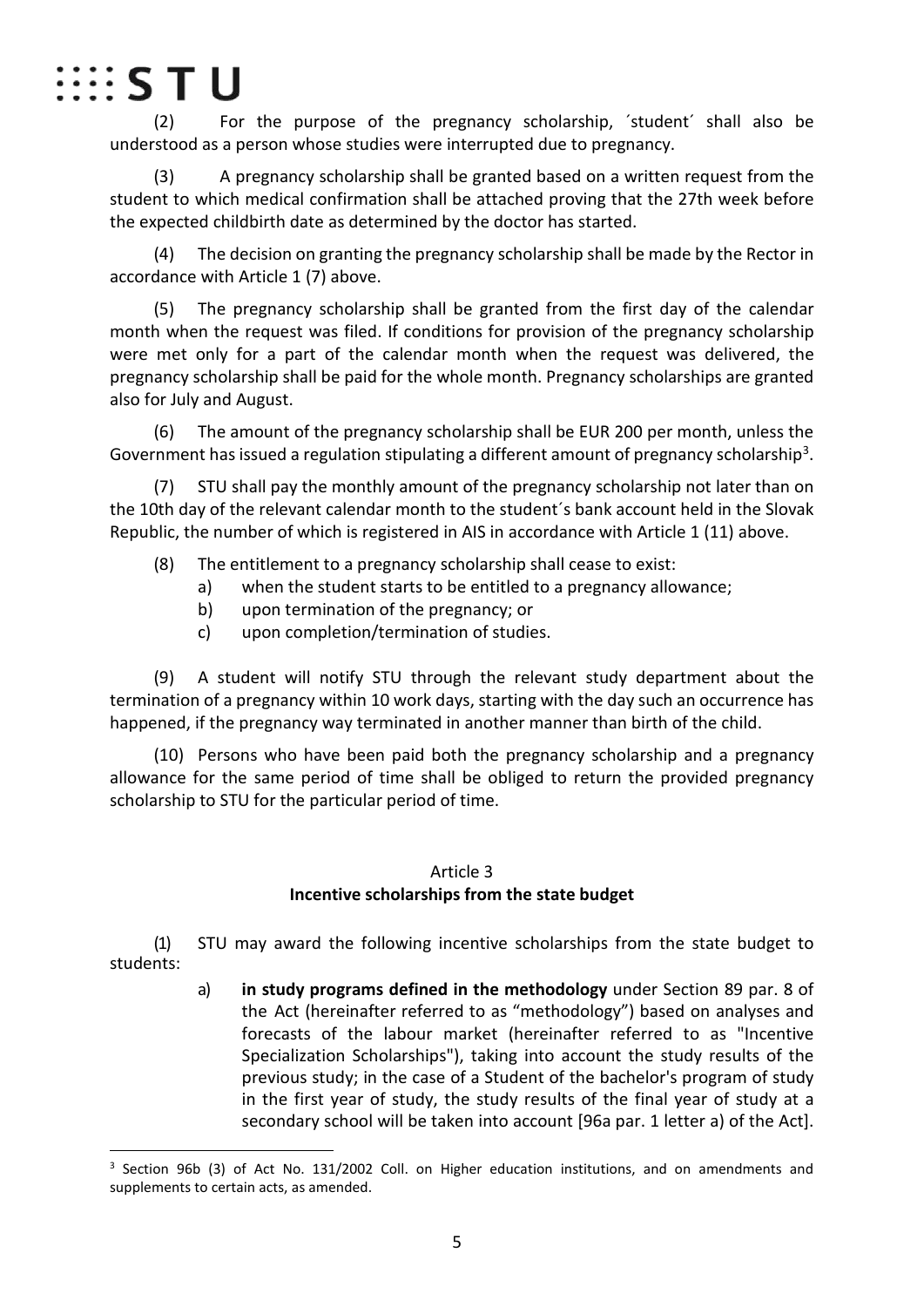(2) For the purpose of the pregnancy scholarship, ´student´ shall also be understood as a person whose studies were interrupted due to pregnancy.

(3) A pregnancy scholarship shall be granted based on a written request from the student to which medical confirmation shall be attached proving that the 27th week before the expected childbirth date as determined by the doctor has started.

(4) The decision on granting the pregnancy scholarship shall be made by the Rector in accordance with Article 1 (7) above.

(5) The pregnancy scholarship shall be granted from the first day of the calendar month when the request was filed. If conditions for provision of the pregnancy scholarship were met only for a part of the calendar month when the request was delivered, the pregnancy scholarship shall be paid for the whole month. Pregnancy scholarships are granted also for July and August.

(6) The amount of the pregnancy scholarship shall be EUR 200 per month, unless the Government has issued a regulation stipulating a different amount of pregnancy scholarship[3].

(7) STU shall pay the monthly amount of the pregnancy scholarship not later than on the 10th day of the relevant calendar month to the student´s bank account held in the Slovak Republic, the number of which is registered in AIS in accordance with Article 1 (11) above.

(8) The entitlement to a pregnancy scholarship shall cease to exist:

a) when the student starts to be entitled to a pregnancy allowance;
b) upon termination of the pregnancy; or
c) upon completion/termination of studies.

(9) A student will notify STU through the relevant study department about the termination of a pregnancy within 10 work days, starting with the day such an occurrence has happened, if the pregnancy way terminated in another manner than birth of the child.

(10) Persons who have been paid both the pregnancy scholarship and a pregnancy allowance for the same period of time shall be obliged to return the provided pregnancy scholarship to STU for the particular period of time.

## Article 3
## Incentive scholarships from the state budget

(1) STU may award the following incentive scholarships from the state budget to students:

a) **in study programs defined in the methodology** under Section 89 par. 8 of the Act (hereinafter referred to as "methodology") based on analyses and forecasts of the labour market (hereinafter referred to as "Incentive Specialization Scholarships"), taking into account the study results of the previous study; in the case of a Student of the bachelor's program of study in the first year of study, the study results of the final year of study at a secondary school will be taken into account [96a par. 1 letter a) of the Act].

---

[3] Section 96b (3) of Act No. 131/2002 Coll. on Higher education institutions, and on amendments and supplements to certain acts, as amended.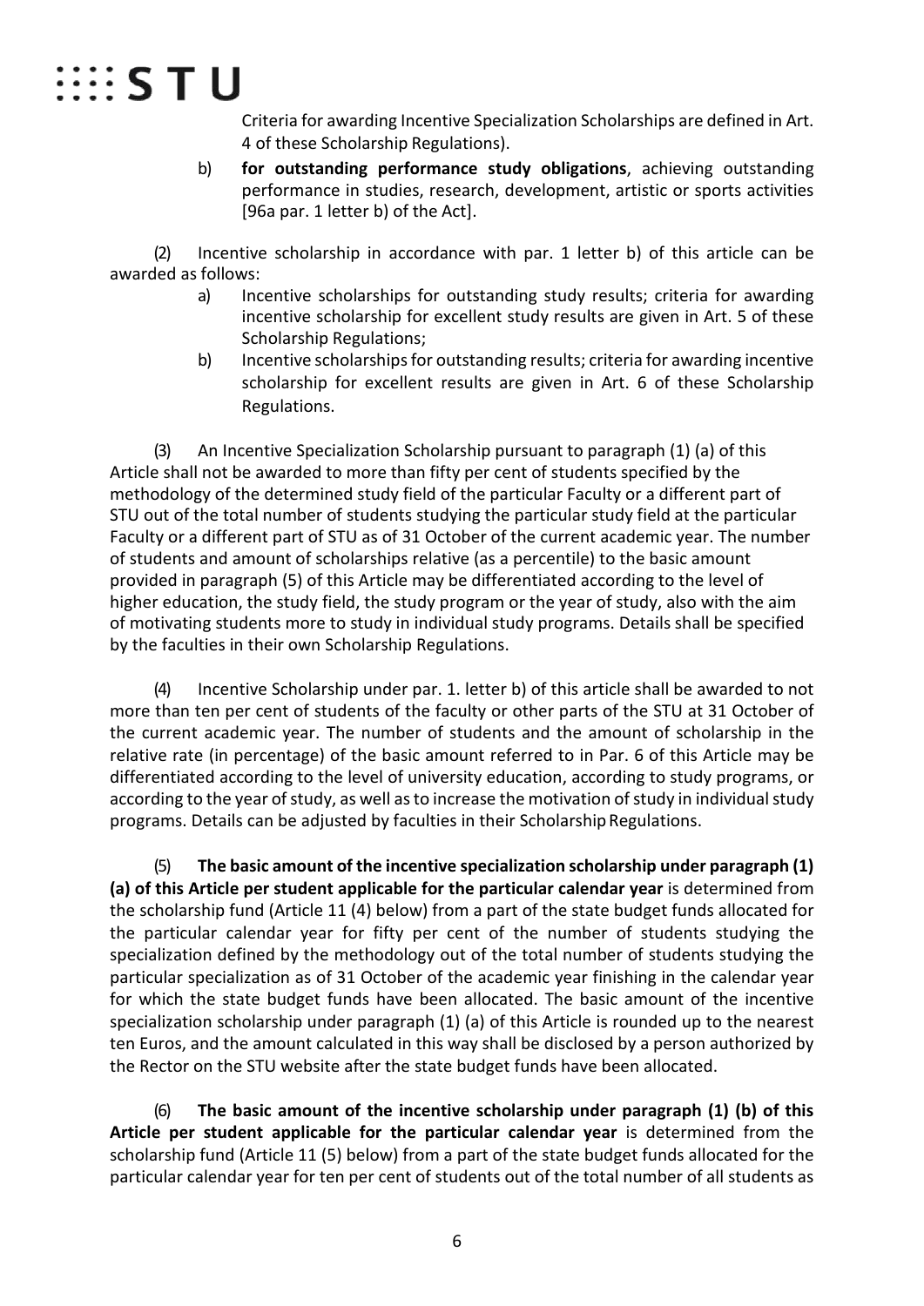Criteria for awarding Incentive Specialization Scholarships are defined in Art. 4 of these Scholarship Regulations).

b) **for outstanding performance study obligations**, achieving outstanding performance in studies, research, development, artistic or sports activities [96a par. 1 letter b) of the Act].

(2) Incentive scholarship in accordance with par. 1 letter b) of this article can be awarded as follows:

a) Incentive scholarships for outstanding study results; criteria for awarding incentive scholarship for excellent study results are given in Art. 5 of these Scholarship Regulations;

b) Incentive scholarships for outstanding results; criteria for awarding incentive scholarship for excellent results are given in Art. 6 of these Scholarship Regulations.

(3) An Incentive Specialization Scholarship pursuant to paragraph (1) (a) of this Article shall not be awarded to more than fifty per cent of students specified by the methodology of the determined study field of the particular Faculty or a different part of STU out of the total number of students studying the particular study field at the particular Faculty or a different part of STU as of 31 October of the current academic year. The number of students and amount of scholarships relative (as a percentile) to the basic amount provided in paragraph (5) of this Article may be differentiated according to the level of higher education, the study field, the study program or the year of study, also with the aim of motivating students more to study in individual study programs. Details shall be specified by the faculties in their own Scholarship Regulations.

(4) Incentive Scholarship under par. 1. letter b) of this article shall be awarded to not more than ten per cent of students of the faculty or other parts of the STU at 31 October of the current academic year. The number of students and the amount of scholarship in the relative rate (in percentage) of the basic amount referred to in Par. 6 of this Article may be differentiated according to the level of university education, according to study programs, or according to the year of study, as well as to increase the motivation of study in individual study programs. Details can be adjusted by faculties in their Scholarship Regulations.

(5) **The basic amount of the incentive specialization scholarship under paragraph (1) (a) of this Article per student applicable for the particular calendar year** is determined from the scholarship fund (Article 11 (4) below) from a part of the state budget funds allocated for the particular calendar year for fifty per cent of the number of students studying the specialization defined by the methodology out of the total number of students studying the particular specialization as of 31 October of the academic year finishing in the calendar year for which the state budget funds have been allocated. The basic amount of the incentive specialization scholarship under paragraph (1) (a) of this Article is rounded up to the nearest ten Euros, and the amount calculated in this way shall be disclosed by a person authorized by the Rector on the STU website after the state budget funds have been allocated.

(6) **The basic amount of the incentive scholarship under paragraph (1) (b) of this Article per student applicable for the particular calendar year** is determined from the scholarship fund (Article 11 (5) below) from a part of the state budget funds allocated for the particular calendar year for ten per cent of students out of the total number of all students as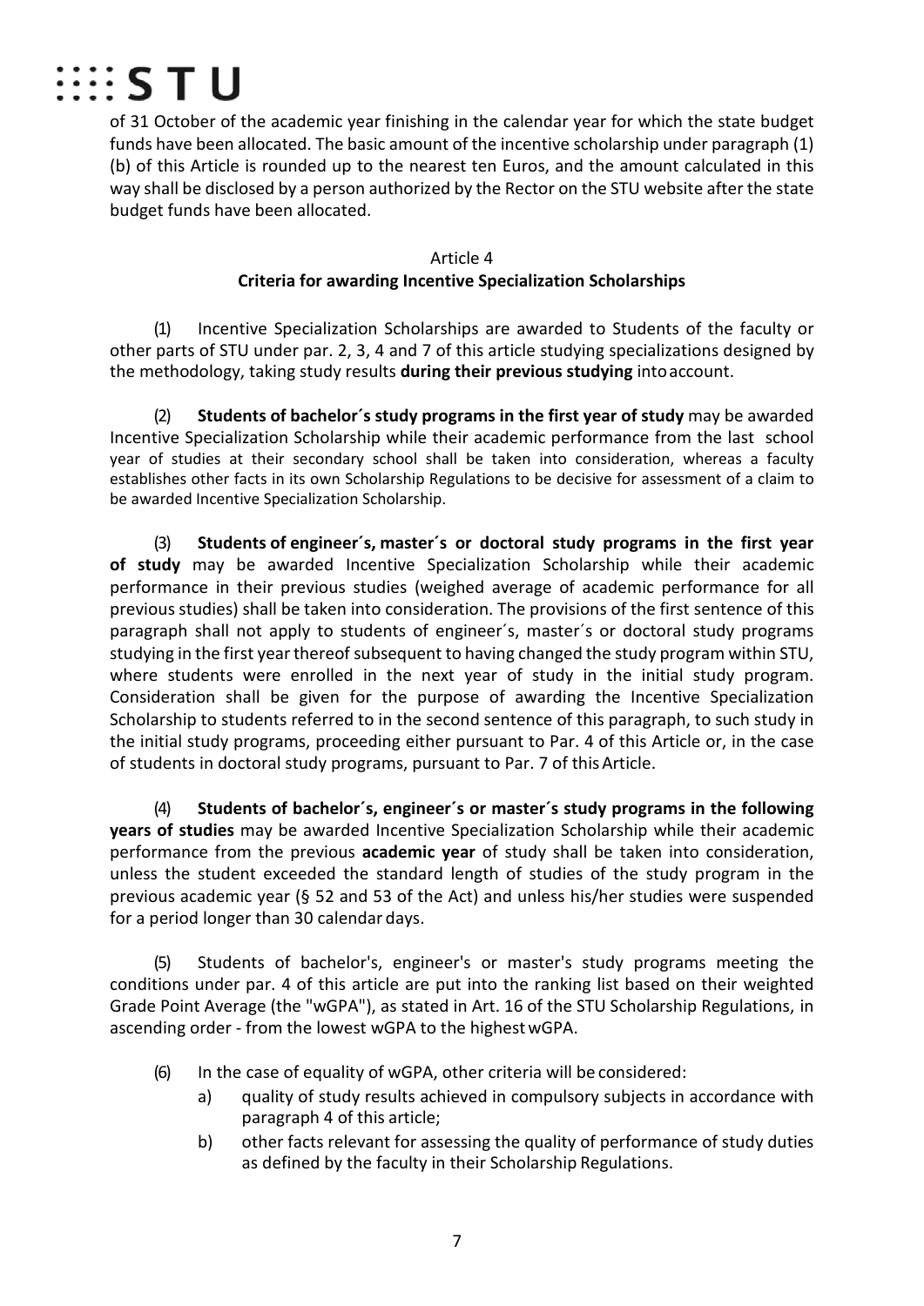of 31 October of the academic year finishing in the calendar year for which the state budget funds have been allocated. The basic amount of the incentive scholarship under paragraph (1) (b) of this Article is rounded up to the nearest ten Euros, and the amount calculated in this way shall be disclosed by a person authorized by the Rector on the STU website after the state budget funds have been allocated.

## Article 4
## Criteria for awarding Incentive Specialization Scholarships

(1) Incentive Specialization Scholarships are awarded to Students of the faculty or other parts of STU under par. 2, 3, 4 and 7 of this article studying specializations designed by the methodology, taking study results **during their previous studying** into account.

(2) **Students of bachelor´s study programs in the first year of study** may be awarded Incentive Specialization Scholarship while their academic performance from the last school year of studies at their secondary school shall be taken into consideration, whereas a faculty establishes other facts in its own Scholarship Regulations to be decisive for assessment of a claim to be awarded Incentive Specialization Scholarship.

(3) **Students of engineer´s, master´s or doctoral study programs in the first year of study** may be awarded Incentive Specialization Scholarship while their academic performance in their previous studies (weighed average of academic performance for all previous studies) shall be taken into consideration. The provisions of the first sentence of this paragraph shall not apply to students of engineer´s, master´s or doctoral study programs studying in the first year thereof subsequent to having changed the study program within STU, where students were enrolled in the next year of study in the initial study program. Consideration shall be given for the purpose of awarding the Incentive Specialization Scholarship to students referred to in the second sentence of this paragraph, to such study in the initial study programs, proceeding either pursuant to Par. 4 of this Article or, in the case of students in doctoral study programs, pursuant to Par. 7 of this Article.

(4) **Students of bachelor´s, engineer´s or master´s study programs in the following years of studies** may be awarded Incentive Specialization Scholarship while their academic performance from the previous **academic year** of study shall be taken into consideration, unless the student exceeded the standard length of studies of the study program in the previous academic year (§ 52 and 53 of the Act) and unless his/her studies were suspended for a period longer than 30 calendar days.

(5) Students of bachelor's, engineer's or master's study programs meeting the conditions under par. 4 of this article are put into the ranking list based on their weighted Grade Point Average (the "wGPA"), as stated in Art. 16 of the STU Scholarship Regulations, in ascending order - from the lowest wGPA to the highest wGPA.

(6) In the case of equality of wGPA, other criteria will be considered:

a) quality of study results achieved in compulsory subjects in accordance with paragraph 4 of this article;

b) other facts relevant for assessing the quality of performance of study duties as defined by the faculty in their Scholarship Regulations.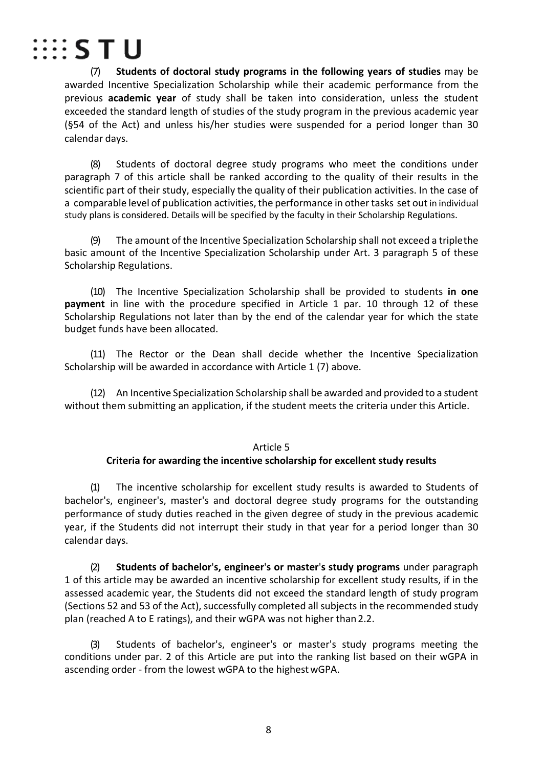(7) **Students of doctoral study programs in the following years of studies** may be awarded Incentive Specialization Scholarship while their academic performance from the previous **academic year** of study shall be taken into consideration, unless the student exceeded the standard length of studies of the study program in the previous academic year (§54 of the Act) and unless his/her studies were suspended for a period longer than 30 calendar days.

(8) Students of doctoral degree study programs who meet the conditions under paragraph 7 of this article shall be ranked according to the quality of their results in the scientific part of their study, especially the quality of their publication activities. In the case of a comparable level of publication activities, the performance in other tasks set out in individual study plans is considered. Details will be specified by the faculty in their Scholarship Regulations.

(9) The amount of the Incentive Specialization Scholarship shall not exceed a triple the basic amount of the Incentive Specialization Scholarship under Art. 3 paragraph 5 of these Scholarship Regulations.

(10) The Incentive Specialization Scholarship shall be provided to students **in one payment** in line with the procedure specified in Article 1 par. 10 through 12 of these Scholarship Regulations not later than by the end of the calendar year for which the state budget funds have been allocated.

(11) The Rector or the Dean shall decide whether the Incentive Specialization Scholarship will be awarded in accordance with Article 1 (7) above.

(12) An Incentive Specialization Scholarship shall be awarded and provided to a student without them submitting an application, if the student meets the criteria under this Article.

## Article 5
## Criteria for awarding the incentive scholarship for excellent study results

(1) The incentive scholarship for excellent study results is awarded to Students of bachelor's, engineer's, master's and doctoral degree study programs for the outstanding performance of study duties reached in the given degree of study in the previous academic year, if the Students did not interrupt their study in that year for a period longer than 30 calendar days.

(2) **Students of bachelor's, engineer's or master's study programs** under paragraph 1 of this article may be awarded an incentive scholarship for excellent study results, if in the assessed academic year, the Students did not exceed the standard length of study program (Sections 52 and 53 of the Act), successfully completed all subjects in the recommended study plan (reached A to E ratings), and their wGPA was not higher than 2.2.

(3) Students of bachelor's, engineer's or master's study programs meeting the conditions under par. 2 of this Article are put into the ranking list based on their wGPA in ascending order - from the lowest wGPA to the highest wGPA.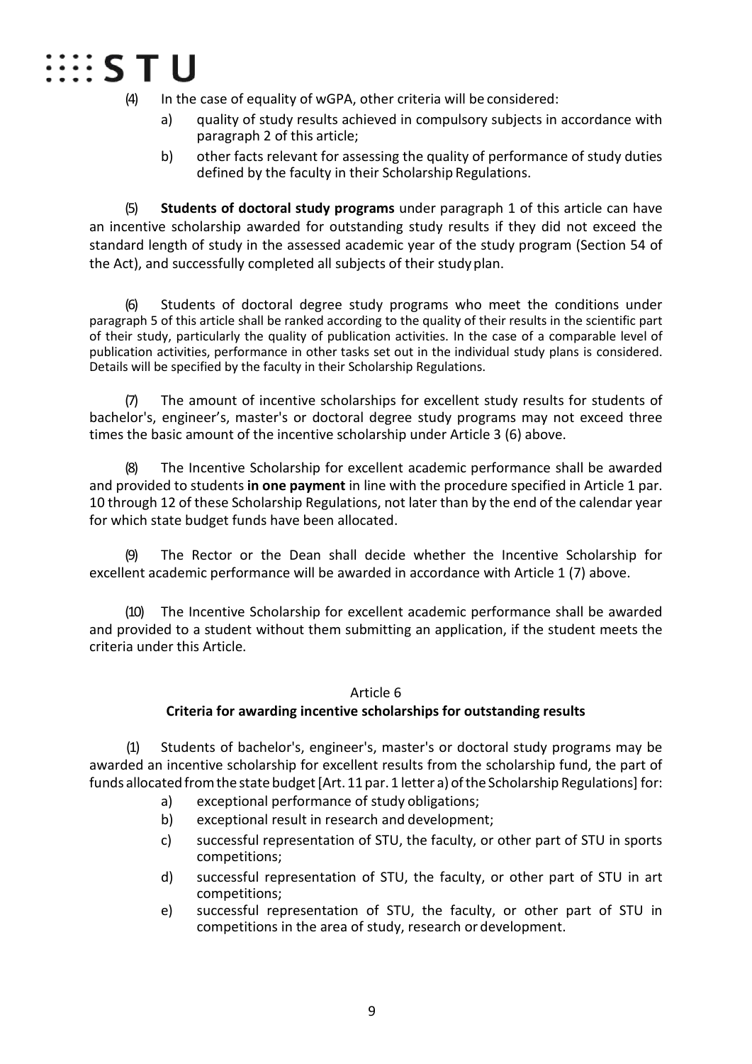(4) In the case of equality of wGPA, other criteria will be considered:

a) quality of study results achieved in compulsory subjects in accordance with paragraph 2 of this article;
b) other facts relevant for assessing the quality of performance of study duties defined by the faculty in their Scholarship Regulations.

(5) **Students of doctoral study programs** under paragraph 1 of this article can have an incentive scholarship awarded for outstanding study results if they did not exceed the standard length of study in the assessed academic year of the study program (Section 54 of the Act), and successfully completed all subjects of their study plan.

(6) Students of doctoral degree study programs who meet the conditions under paragraph 5 of this article shall be ranked according to the quality of their results in the scientific part of their study, particularly the quality of publication activities. In the case of a comparable level of publication activities, performance in other tasks set out in the individual study plans is considered. Details will be specified by the faculty in their Scholarship Regulations.

(7) The amount of incentive scholarships for excellent study results for students of bachelor's, engineer's, master's or doctoral degree study programs may not exceed three times the basic amount of the incentive scholarship under Article 3 (6) above.

(8) The Incentive Scholarship for excellent academic performance shall be awarded and provided to students **in one payment** in line with the procedure specified in Article 1 par. 10 through 12 of these Scholarship Regulations, not later than by the end of the calendar year for which state budget funds have been allocated.

(9) The Rector or the Dean shall decide whether the Incentive Scholarship for excellent academic performance will be awarded in accordance with Article 1 (7) above.

(10) The Incentive Scholarship for excellent academic performance shall be awarded and provided to a student without them submitting an application, if the student meets the criteria under this Article.

## Article 6
### Criteria for awarding incentive scholarships for outstanding results

(1) Students of bachelor's, engineer's, master's or doctoral study programs may be awarded an incentive scholarship for excellent results from the scholarship fund, the part of funds allocated from the state budget [Art. 11 par. 1 letter a) of the Scholarship Regulations] for:

a) exceptional performance of study obligations;
b) exceptional result in research and development;
c) successful representation of STU, the faculty, or other part of STU in sports competitions;
d) successful representation of STU, the faculty, or other part of STU in art competitions;
e) successful representation of STU, the faculty, or other part of STU in competitions in the area of study, research or development.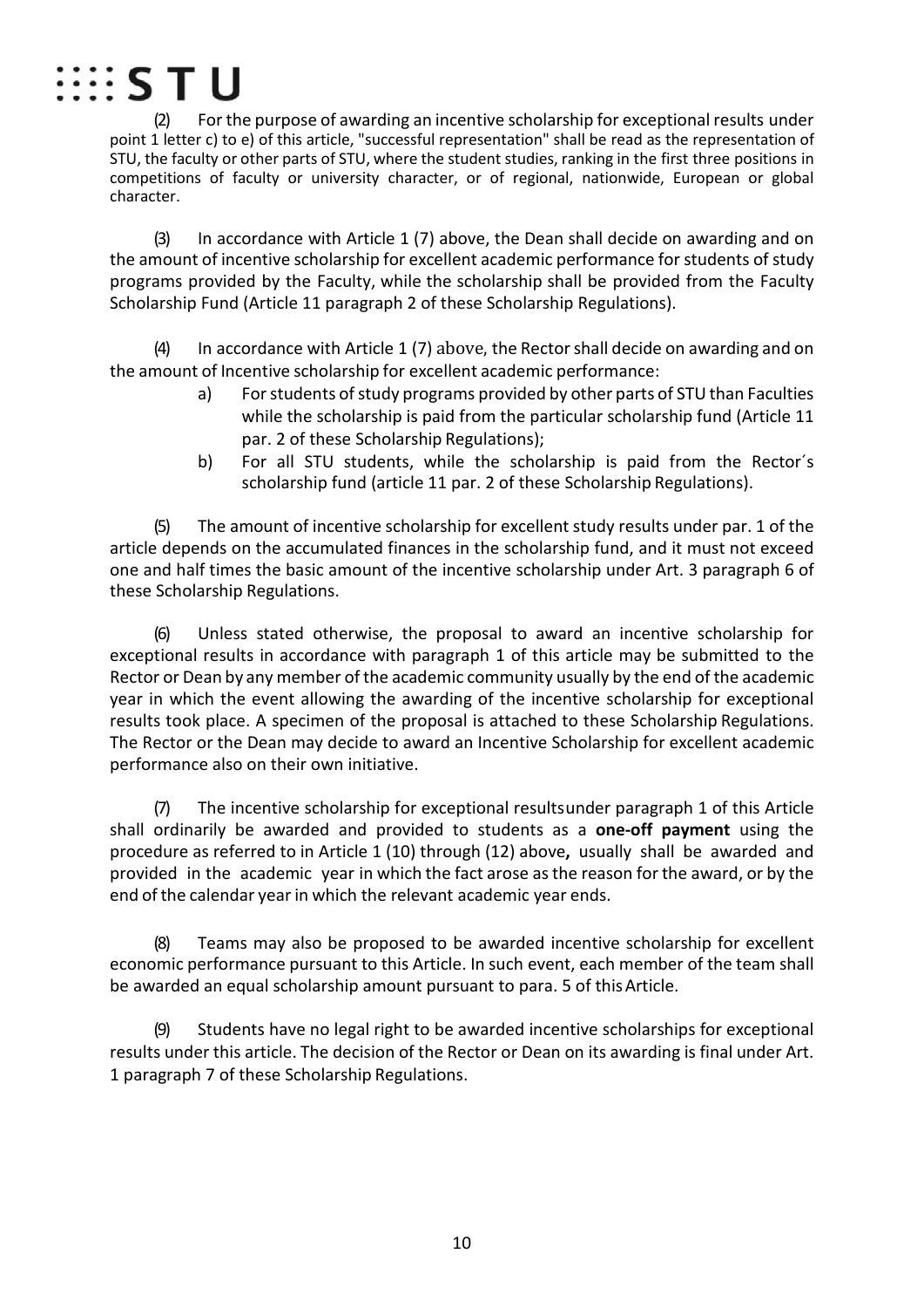(2) For the purpose of awarding an incentive scholarship for exceptional results under point 1 letter c) to e) of this article, "successful representation" shall be read as the representation of STU, the faculty or other parts of STU, where the student studies, ranking in the first three positions in competitions of faculty or university character, or of regional, nationwide, European or global character.

(3) In accordance with Article 1 (7) above, the Dean shall decide on awarding and on the amount of incentive scholarship for excellent academic performance for students of study programs provided by the Faculty, while the scholarship shall be provided from the Faculty Scholarship Fund (Article 11 paragraph 2 of these Scholarship Regulations).

(4) In accordance with Article 1 (7) above, the Rector shall decide on awarding and on the amount of Incentive scholarship for excellent academic performance:

a) For students of study programs provided by other parts of STU than Faculties while the scholarship is paid from the particular scholarship fund (Article 11 par. 2 of these Scholarship Regulations);
b) For all STU students, while the scholarship is paid from the Rector´s scholarship fund (article 11 par. 2 of these Scholarship Regulations).

(5) The amount of incentive scholarship for excellent study results under par. 1 of the article depends on the accumulated finances in the scholarship fund, and it must not exceed one and half times the basic amount of the incentive scholarship under Art. 3 paragraph 6 of these Scholarship Regulations.

(6) Unless stated otherwise, the proposal to award an incentive scholarship for exceptional results in accordance with paragraph 1 of this article may be submitted to the Rector or Dean by any member of the academic community usually by the end of the academic year in which the event allowing the awarding of the incentive scholarship for exceptional results took place. A specimen of the proposal is attached to these Scholarship Regulations. The Rector or the Dean may decide to award an Incentive Scholarship for excellent academic performance also on their own initiative.

(7) The incentive scholarship for exceptional resultsunder paragraph 1 of this Article shall ordinarily be awarded and provided to students as a **one-off payment** using the procedure as referred to in Article 1 (10) through (12) above**,** usually shall be awarded and provided in the academic year in which the fact arose as the reason for the award, or by the end of the calendar year in which the relevant academic year ends.

(8) Teams may also be proposed to be awarded incentive scholarship for excellent economic performance pursuant to this Article. In such event, each member of the team shall be awarded an equal scholarship amount pursuant to para. 5 of this Article.

(9) Students have no legal right to be awarded incentive scholarships for exceptional results under this article. The decision of the Rector or Dean on its awarding is final under Art. 1 paragraph 7 of these Scholarship Regulations.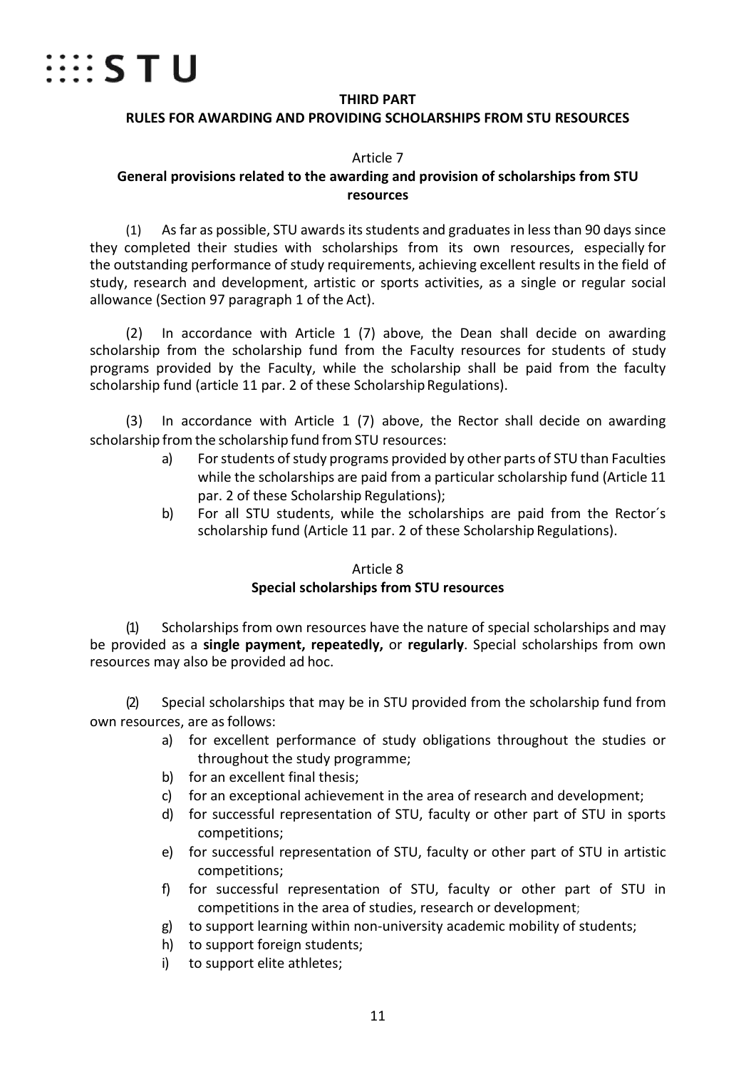## THIRD PART

## RULES FOR AWARDING AND PROVIDING SCHOLARSHIPS FROM STU RESOURCES

### Article 7

### General provisions related to the awarding and provision of scholarships from STU resources

(1) As far as possible, STU awards its students and graduates in less than 90 days since they completed their studies with scholarships from its own resources, especially for the outstanding performance of study requirements, achieving excellent results in the field of study, research and development, artistic or sports activities, as a single or regular social allowance (Section 97 paragraph 1 of the Act).

(2) In accordance with Article 1 (7) above, the Dean shall decide on awarding scholarship from the scholarship fund from the Faculty resources for students of study programs provided by the Faculty, while the scholarship shall be paid from the faculty scholarship fund (article 11 par. 2 of these Scholarship Regulations).

(3) In accordance with Article 1 (7) above, the Rector shall decide on awarding scholarship from the scholarship fund from STU resources:

a) For students of study programs provided by other parts of STU than Faculties while the scholarships are paid from a particular scholarship fund (Article 11 par. 2 of these Scholarship Regulations);

b) For all STU students, while the scholarships are paid from the Rector´s scholarship fund (Article 11 par. 2 of these Scholarship Regulations).

### Article 8

### Special scholarships from STU resources

(1) Scholarships from own resources have the nature of special scholarships and may be provided as a **single payment, repeatedly,** or **regularly**. Special scholarships from own resources may also be provided ad hoc.

(2) Special scholarships that may be in STU provided from the scholarship fund from own resources, are as follows:

a) for excellent performance of study obligations throughout the studies or throughout the study programme;

b) for an excellent final thesis;

c) for an exceptional achievement in the area of research and development;

d) for successful representation of STU, faculty or other part of STU in sports competitions;

e) for successful representation of STU, faculty or other part of STU in artistic competitions;

f) for successful representation of STU, faculty or other part of STU in competitions in the area of studies, research or development;

g) to support learning within non-university academic mobility of students;

h) to support foreign students;

i) to support elite athletes;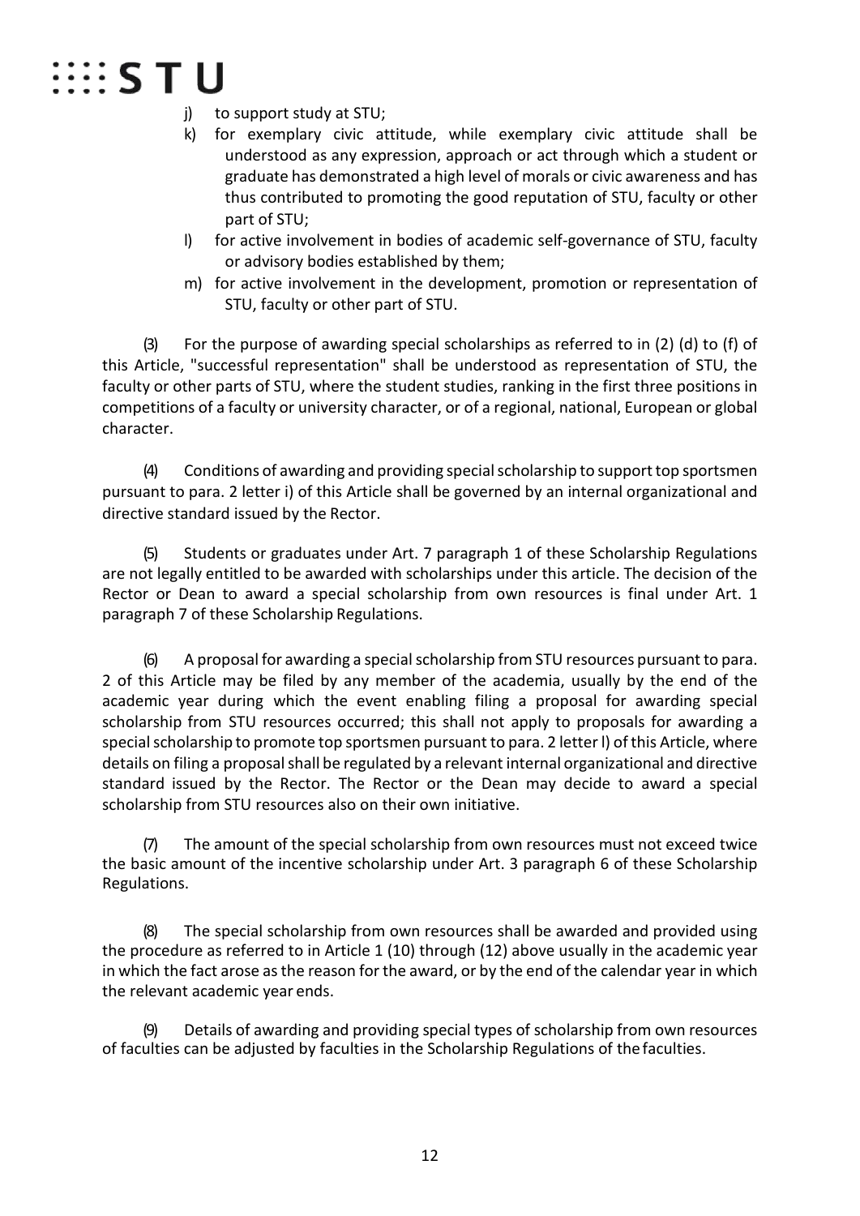j) to support study at STU;

k) for exemplary civic attitude, while exemplary civic attitude shall be understood as any expression, approach or act through which a student or graduate has demonstrated a high level of morals or civic awareness and has thus contributed to promoting the good reputation of STU, faculty or other part of STU;

l) for active involvement in bodies of academic self-governance of STU, faculty or advisory bodies established by them;

m) for active involvement in the development, promotion or representation of STU, faculty or other part of STU.

(3) For the purpose of awarding special scholarships as referred to in (2) (d) to (f) of this Article, "successful representation" shall be understood as representation of STU, the faculty or other parts of STU, where the student studies, ranking in the first three positions in competitions of a faculty or university character, or of a regional, national, European or global character.

(4) Conditions of awarding and providing special scholarship to support top sportsmen pursuant to para. 2 letter i) of this Article shall be governed by an internal organizational and directive standard issued by the Rector.

(5) Students or graduates under Art. 7 paragraph 1 of these Scholarship Regulations are not legally entitled to be awarded with scholarships under this article. The decision of the Rector or Dean to award a special scholarship from own resources is final under Art. 1 paragraph 7 of these Scholarship Regulations.

(6) A proposal for awarding a special scholarship from STU resources pursuant to para. 2 of this Article may be filed by any member of the academia, usually by the end of the academic year during which the event enabling filing a proposal for awarding special scholarship from STU resources occurred; this shall not apply to proposals for awarding a special scholarship to promote top sportsmen pursuant to para. 2 letter l) of this Article, where details on filing a proposal shall be regulated by a relevant internal organizational and directive standard issued by the Rector. The Rector or the Dean may decide to award a special scholarship from STU resources also on their own initiative.

(7) The amount of the special scholarship from own resources must not exceed twice the basic amount of the incentive scholarship under Art. 3 paragraph 6 of these Scholarship Regulations.

(8) The special scholarship from own resources shall be awarded and provided using the procedure as referred to in Article 1 (10) through (12) above usually in the academic year in which the fact arose as the reason for the award, or by the end of the calendar year in which the relevant academic year ends.

(9) Details of awarding and providing special types of scholarship from own resources of faculties can be adjusted by faculties in the Scholarship Regulations of the faculties.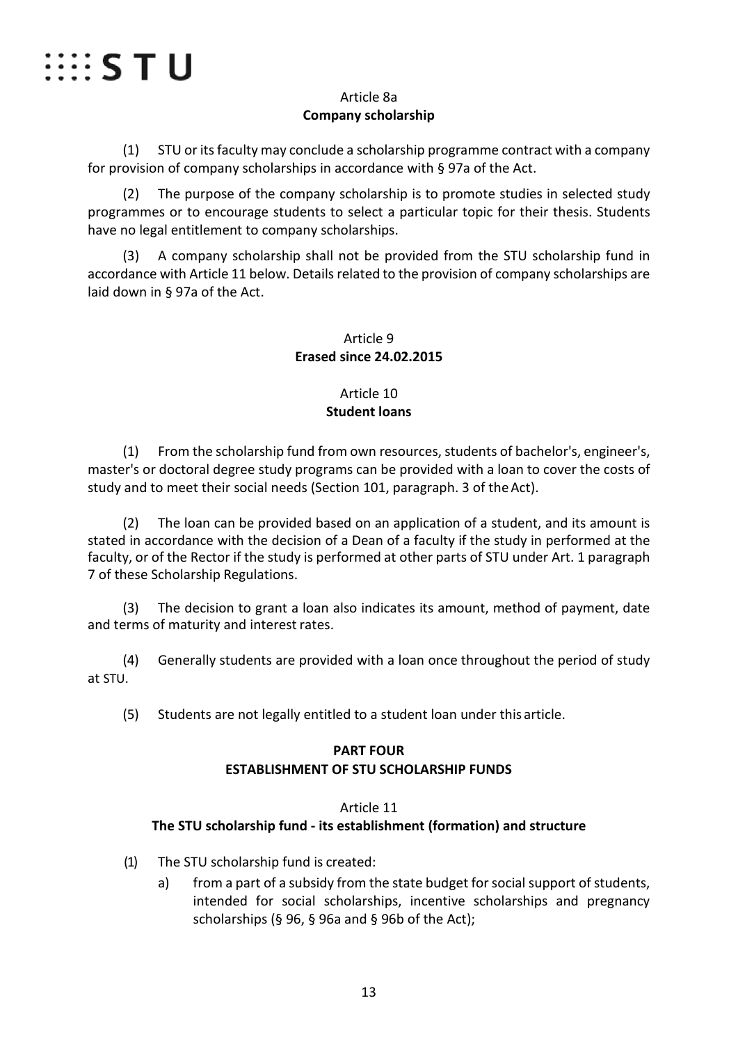Article 8a
**Company scholarship**

(1) STU or its faculty may conclude a scholarship programme contract with a company for provision of company scholarships in accordance with § 97a of the Act.

(2) The purpose of the company scholarship is to promote studies in selected study programmes or to encourage students to select a particular topic for their thesis. Students have no legal entitlement to company scholarships.

(3) A company scholarship shall not be provided from the STU scholarship fund in accordance with Article 11 below. Details related to the provision of company scholarships are laid down in § 97a of the Act.

Article 9
**Erased since 24.02.2015**

Article 10
**Student loans**

(1) From the scholarship fund from own resources, students of bachelor's, engineer's, master's or doctoral degree study programs can be provided with a loan to cover the costs of study and to meet their social needs (Section 101, paragraph. 3 of the Act).

(2) The loan can be provided based on an application of a student, and its amount is stated in accordance with the decision of a Dean of a faculty if the study in performed at the faculty, or of the Rector if the study is performed at other parts of STU under Art. 1 paragraph 7 of these Scholarship Regulations.

(3) The decision to grant a loan also indicates its amount, method of payment, date and terms of maturity and interest rates.

(4) Generally students are provided with a loan once throughout the period of study at STU.

(5) Students are not legally entitled to a student loan under this article.

**PART FOUR**
**ESTABLISHMENT OF STU SCHOLARSHIP FUNDS**

Article 11
**The STU scholarship fund - its establishment (formation) and structure**

(1) The STU scholarship fund is created:

a) from a part of a subsidy from the state budget for social support of students, intended for social scholarships, incentive scholarships and pregnancy scholarships (§ 96, § 96a and § 96b of the Act);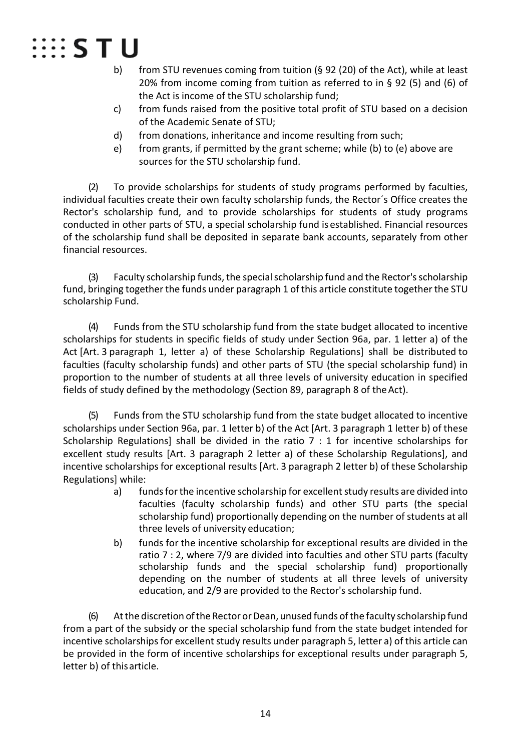b) from STU revenues coming from tuition (§ 92 (20) of the Act), while at least 20% from income coming from tuition as referred to in § 92 (5) and (6) of the Act is income of the STU scholarship fund;
c) from funds raised from the positive total profit of STU based on a decision of the Academic Senate of STU;
d) from donations, inheritance and income resulting from such;
e) from grants, if permitted by the grant scheme; while (b) to (e) above are sources for the STU scholarship fund.

(2) To provide scholarships for students of study programs performed by faculties, individual faculties create their own faculty scholarship funds, the Rector´s Office creates the Rector's scholarship fund, and to provide scholarships for students of study programs conducted in other parts of STU, a special scholarship fund is established. Financial resources of the scholarship fund shall be deposited in separate bank accounts, separately from other financial resources.

(3) Faculty scholarship funds, the special scholarship fund and the Rector's scholarship fund, bringing together the funds under paragraph 1 of this article constitute together the STU scholarship Fund.

(4) Funds from the STU scholarship fund from the state budget allocated to incentive scholarships for students in specific fields of study under Section 96a, par. 1 letter a) of the Act [Art. 3 paragraph 1, letter a) of these Scholarship Regulations] shall be distributed to faculties (faculty scholarship funds) and other parts of STU (the special scholarship fund) in proportion to the number of students at all three levels of university education in specified fields of study defined by the methodology (Section 89, paragraph 8 of the Act).

(5) Funds from the STU scholarship fund from the state budget allocated to incentive scholarships under Section 96a, par. 1 letter b) of the Act [Art. 3 paragraph 1 letter b) of these Scholarship Regulations] shall be divided in the ratio 7 : 1 for incentive scholarships for excellent study results [Art. 3 paragraph 2 letter a) of these Scholarship Regulations], and incentive scholarships for exceptional results [Art. 3 paragraph 2 letter b) of these Scholarship Regulations] while:

a) funds for the incentive scholarship for excellent study results are divided into faculties (faculty scholarship funds) and other STU parts (the special scholarship fund) proportionally depending on the number of students at all three levels of university education;
b) funds for the incentive scholarship for exceptional results are divided in the ratio 7 : 2, where 7/9 are divided into faculties and other STU parts (faculty scholarship funds and the special scholarship fund) proportionally depending on the number of students at all three levels of university education, and 2/9 are provided to the Rector's scholarship fund.

(6) At the discretion of the Rector or Dean, unused funds of the faculty scholarship fund from a part of the subsidy or the special scholarship fund from the state budget intended for incentive scholarships for excellent study results under paragraph 5, letter a) of this article can be provided in the form of incentive scholarships for exceptional results under paragraph 5, letter b) of this article.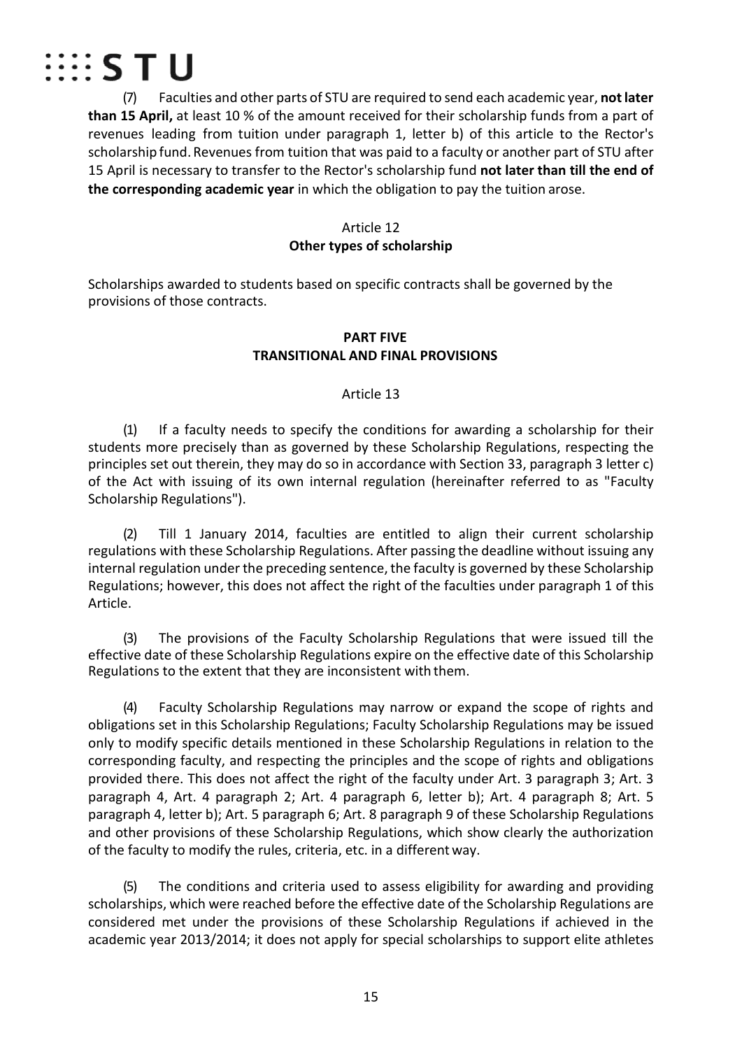(7) Faculties and other parts of STU are required to send each academic year, **not later than 15 April,** at least 10 % of the amount received for their scholarship funds from a part of revenues leading from tuition under paragraph 1, letter b) of this article to the Rector's scholarship fund. Revenues from tuition that was paid to a faculty or another part of STU after 15 April is necessary to transfer to the Rector's scholarship fund **not later than till the end of the corresponding academic year** in which the obligation to pay the tuition arose.

### Article 12
### Other types of scholarship

Scholarships awarded to students based on specific contracts shall be governed by the provisions of those contracts.

## PART FIVE
## TRANSITIONAL AND FINAL PROVISIONS

### Article 13

(1) If a faculty needs to specify the conditions for awarding a scholarship for their students more precisely than as governed by these Scholarship Regulations, respecting the principles set out therein, they may do so in accordance with Section 33, paragraph 3 letter c) of the Act with issuing of its own internal regulation (hereinafter referred to as "Faculty Scholarship Regulations").

(2) Till 1 January 2014, faculties are entitled to align their current scholarship regulations with these Scholarship Regulations. After passing the deadline without issuing any internal regulation under the preceding sentence, the faculty is governed by these Scholarship Regulations; however, this does not affect the right of the faculties under paragraph 1 of this Article.

(3) The provisions of the Faculty Scholarship Regulations that were issued till the effective date of these Scholarship Regulations expire on the effective date of this Scholarship Regulations to the extent that they are inconsistent with them.

(4) Faculty Scholarship Regulations may narrow or expand the scope of rights and obligations set in this Scholarship Regulations; Faculty Scholarship Regulations may be issued only to modify specific details mentioned in these Scholarship Regulations in relation to the corresponding faculty, and respecting the principles and the scope of rights and obligations provided there. This does not affect the right of the faculty under Art. 3 paragraph 3; Art. 3 paragraph 4, Art. 4 paragraph 2; Art. 4 paragraph 6, letter b); Art. 4 paragraph 8; Art. 5 paragraph 4, letter b); Art. 5 paragraph 6; Art. 8 paragraph 9 of these Scholarship Regulations and other provisions of these Scholarship Regulations, which show clearly the authorization of the faculty to modify the rules, criteria, etc. in a different way.

(5) The conditions and criteria used to assess eligibility for awarding and providing scholarships, which were reached before the effective date of the Scholarship Regulations are considered met under the provisions of these Scholarship Regulations if achieved in the academic year 2013/2014; it does not apply for special scholarships to support elite athletes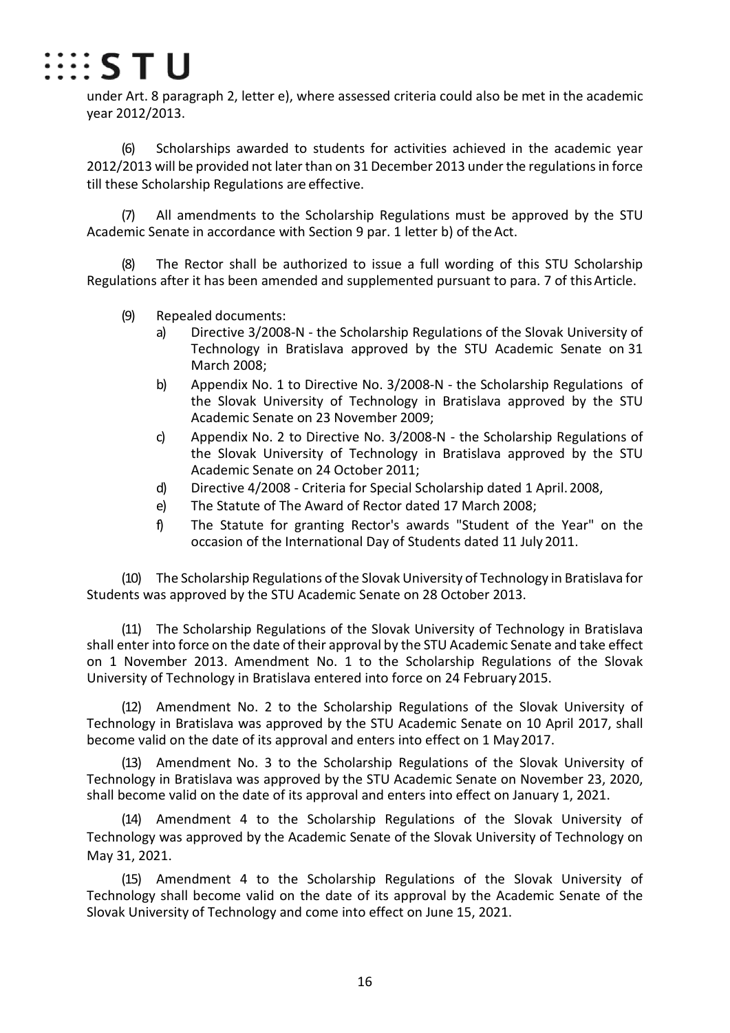under Art. 8 paragraph 2, letter e), where assessed criteria could also be met in the academic year 2012/2013.

(6) Scholarships awarded to students for activities achieved in the academic year 2012/2013 will be provided not later than on 31 December 2013 under the regulations in force till these Scholarship Regulations are effective.

(7) All amendments to the Scholarship Regulations must be approved by the STU Academic Senate in accordance with Section 9 par. 1 letter b) of the Act.

(8) The Rector shall be authorized to issue a full wording of this STU Scholarship Regulations after it has been amended and supplemented pursuant to para. 7 of this Article.

(9) Repealed documents:
  a) Directive 3/2008-N - the Scholarship Regulations of the Slovak University of Technology in Bratislava approved by the STU Academic Senate on 31 March 2008;
  b) Appendix No. 1 to Directive No. 3/2008-N - the Scholarship Regulations of the Slovak University of Technology in Bratislava approved by the STU Academic Senate on 23 November 2009;
  c) Appendix No. 2 to Directive No. 3/2008-N - the Scholarship Regulations of the Slovak University of Technology in Bratislava approved by the STU Academic Senate on 24 October 2011;
  d) Directive 4/2008 - Criteria for Special Scholarship dated 1 April. 2008,
  e) The Statute of The Award of Rector dated 17 March 2008;
  f) The Statute for granting Rector's awards "Student of the Year" on the occasion of the International Day of Students dated 11 July 2011.

(10) The Scholarship Regulations of the Slovak University of Technology in Bratislava for Students was approved by the STU Academic Senate on 28 October 2013.

(11) The Scholarship Regulations of the Slovak University of Technology in Bratislava shall enter into force on the date of their approval by the STU Academic Senate and take effect on 1 November 2013. Amendment No. 1 to the Scholarship Regulations of the Slovak University of Technology in Bratislava entered into force on 24 February 2015.

(12) Amendment No. 2 to the Scholarship Regulations of the Slovak University of Technology in Bratislava was approved by the STU Academic Senate on 10 April 2017, shall become valid on the date of its approval and enters into effect on 1 May 2017.

(13) Amendment No. 3 to the Scholarship Regulations of the Slovak University of Technology in Bratislava was approved by the STU Academic Senate on November 23, 2020, shall become valid on the date of its approval and enters into effect on January 1, 2021.

(14) Amendment 4 to the Scholarship Regulations of the Slovak University of Technology was approved by the Academic Senate of the Slovak University of Technology on May 31, 2021.

(15) Amendment 4 to the Scholarship Regulations of the Slovak University of Technology shall become valid on the date of its approval by the Academic Senate of the Slovak University of Technology and come into effect on June 15, 2021.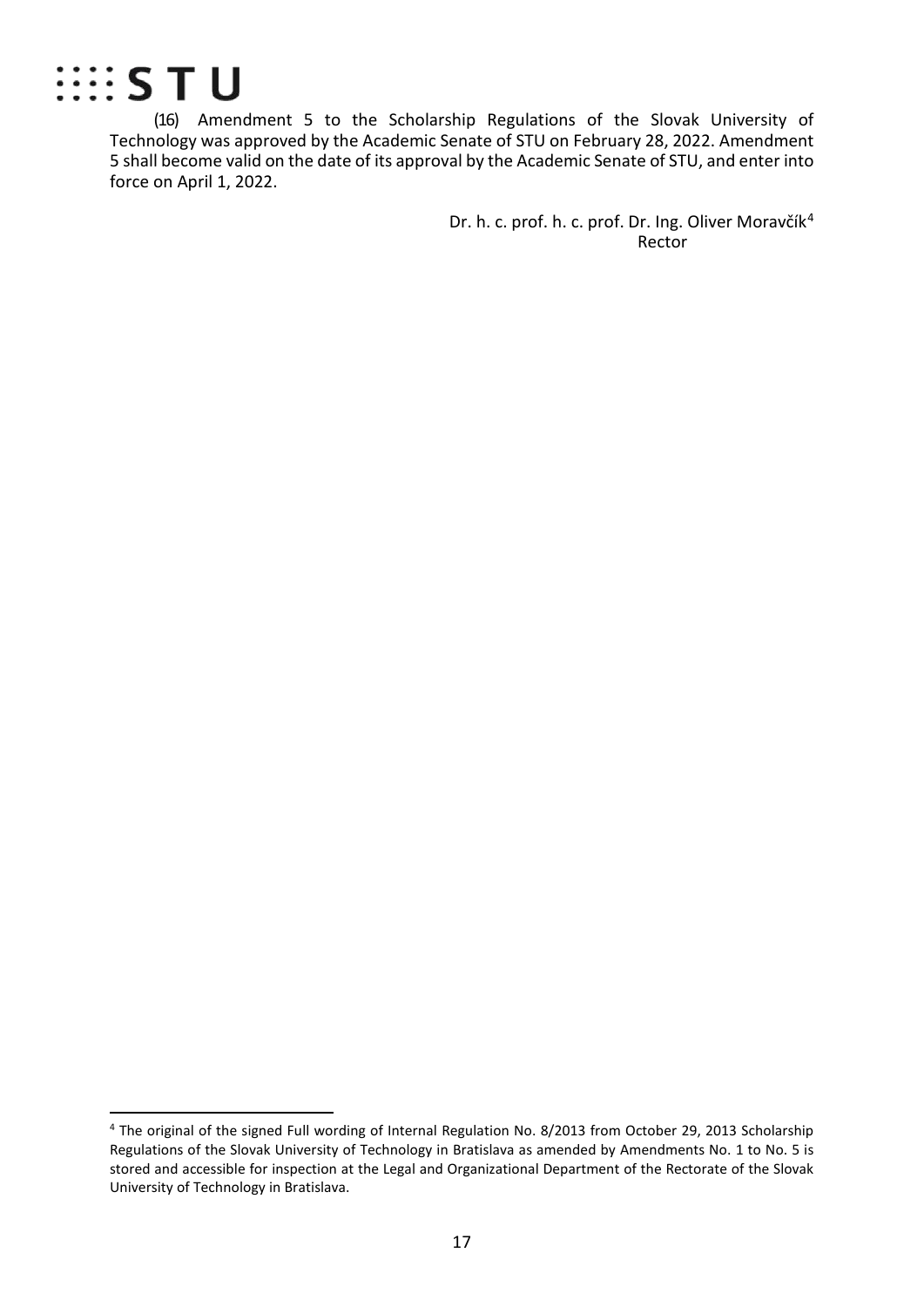(16) Amendment 5 to the Scholarship Regulations of the Slovak University of Technology was approved by the Academic Senate of STU on February 28, 2022. Amendment 5 shall become valid on the date of its approval by the Academic Senate of STU, and enter into force on April 1, 2022.

Dr. h. c. prof. h. c. prof. Dr. Ing. Oliver Moravčík[4]
Rector

---

[4] The original of the signed Full wording of Internal Regulation No. 8/2013 from October 29, 2013 Scholarship Regulations of the Slovak University of Technology in Bratislava as amended by Amendments No. 1 to No. 5 is stored and accessible for inspection at the Legal and Organizational Department of the Rectorate of the Slovak University of Technology in Bratislava.